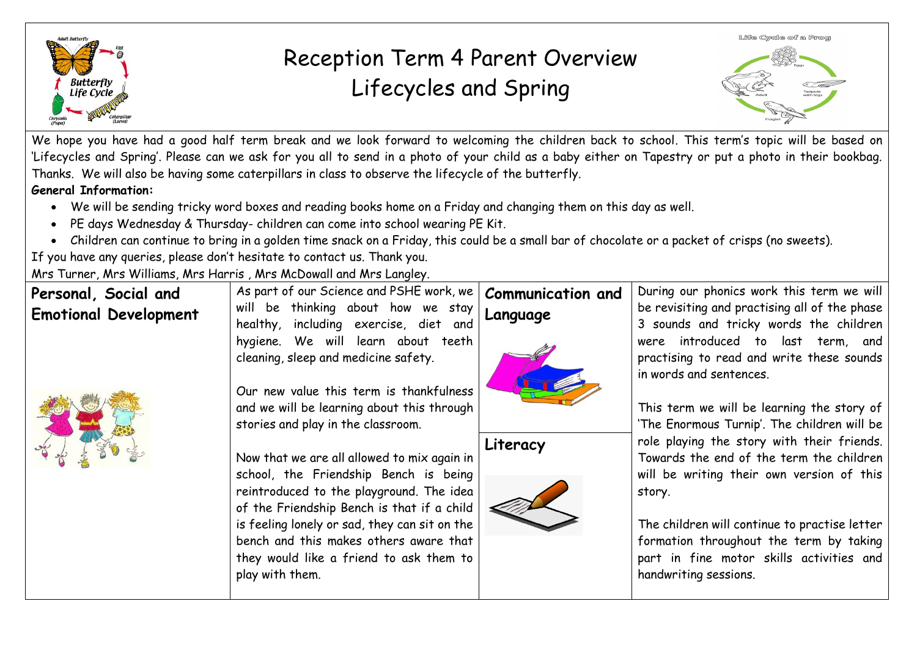# Reception Term 4 Parent Overview
## Lifecycles and Spring

We hope you have had a good half term break and we look forward to welcoming the children back to school. This term's topic will be based on 'Lifecycles and Spring'. Please can we ask for you all to send in a photo of your child as a baby either on Tapestry or put a photo in their bookbag. Thanks. We will also be having some caterpillars in class to observe the lifecycle of the butterfly.

**General Information:**

- We will be sending tricky word boxes and reading books home on a Friday and changing them on this day as well.
- PE days Wednesday & Thursday- children can come into school wearing PE Kit.
- Children can continue to bring in a golden time snack on a Friday, this could be a small bar of chocolate or a packet of crisps (no sweets).

If you have any queries, please don't hesitate to contact us. Thank you.

Mrs Turner, Mrs Williams, Mrs Harris , Mrs McDowall and Mrs Langley.

### Personal, Social and Emotional Development

As part of our Science and PSHE work, we will be thinking about how we stay healthy, including exercise, diet and hygiene. We will learn about teeth cleaning, sleep and medicine safety.

Our new value this term is thankfulness and we will be learning about this through stories and play in the classroom.

Now that we are all allowed to mix again in school, the Friendship Bench is being reintroduced to the playground. The idea of the Friendship Bench is that if a child is feeling lonely or sad, they can sit on the bench and this makes others aware that they would like a friend to ask them to play with them.

### Communication and Language

### Literacy

During our phonics work this term we will be revisiting and practising all of the phase 3 sounds and tricky words the children were introduced to last term, and practising to read and write these sounds in words and sentences.

This term we will be learning the story of 'The Enormous Turnip'. The children will be role playing the story with their friends. Towards the end of the term the children will be writing their own version of this story.

The children will continue to practise letter formation throughout the term by taking part in fine motor skills activities and handwriting sessions.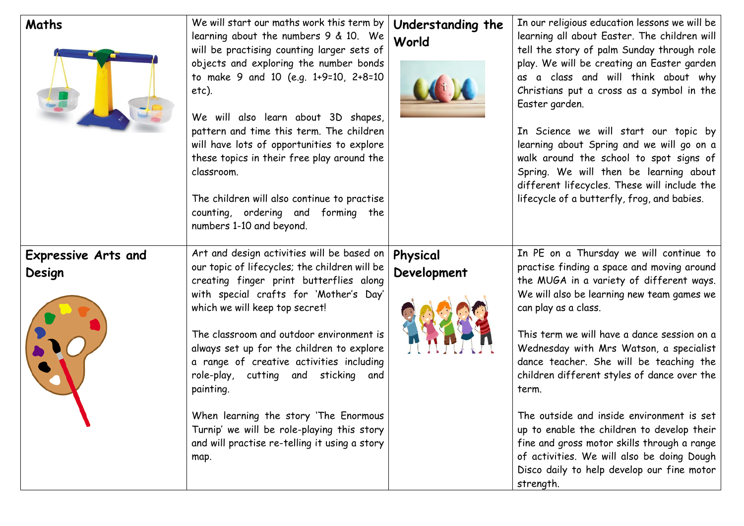| | | | |
|---|---|---|---|
| **Maths** | We will start our maths work this term by learning about the numbers 9 & 10. We will be practising counting larger sets of objects and exploring the number bonds to make 9 and 10 (e.g. 1+9=10, 2+8=10 etc).<br><br>We will also learn about 3D shapes, pattern and time this term. The children will have lots of opportunities to explore these topics in their free play around the classroom.<br><br>The children will also continue to practise counting, ordering and forming the numbers 1-10 and beyond. | **Understanding the World** | In our religious education lessons we will be learning all about Easter. The children will tell the story of palm Sunday through role play. We will be creating an Easter garden as a class and will think about why Christians put a cross as a symbol in the Easter garden.<br><br>In Science we will start our topic by learning about Spring and we will go on a walk around the school to spot signs of Spring. We will then be learning about different lifecycles. These will include the lifecycle of a butterfly, frog, and babies. |
| **Expressive Arts and Design** | Art and design activities will be based on our topic of lifecycles; the children will be creating finger print butterflies along with special crafts for 'Mother's Day' which we will keep top secret!<br><br>The classroom and outdoor environment is always set up for the children to explore a range of creative activities including role-play, cutting and sticking and painting.<br><br>When learning the story 'The Enormous Turnip' we will be role-playing this story and will practise re-telling it using a story map. | **Physical Development** | In PE on a Thursday we will continue to practise finding a space and moving around the MUGA in a variety of different ways. We will also be learning new team games we can play as a class.<br><br>This term we will have a dance session on a Wednesday with Mrs Watson, a specialist dance teacher. She will be teaching the children different styles of dance over the term.<br><br>The outside and inside environment is set up to enable the children to develop their fine and gross motor skills through a range of activities. We will also be doing Dough Disco daily to help develop our fine motor strength. |